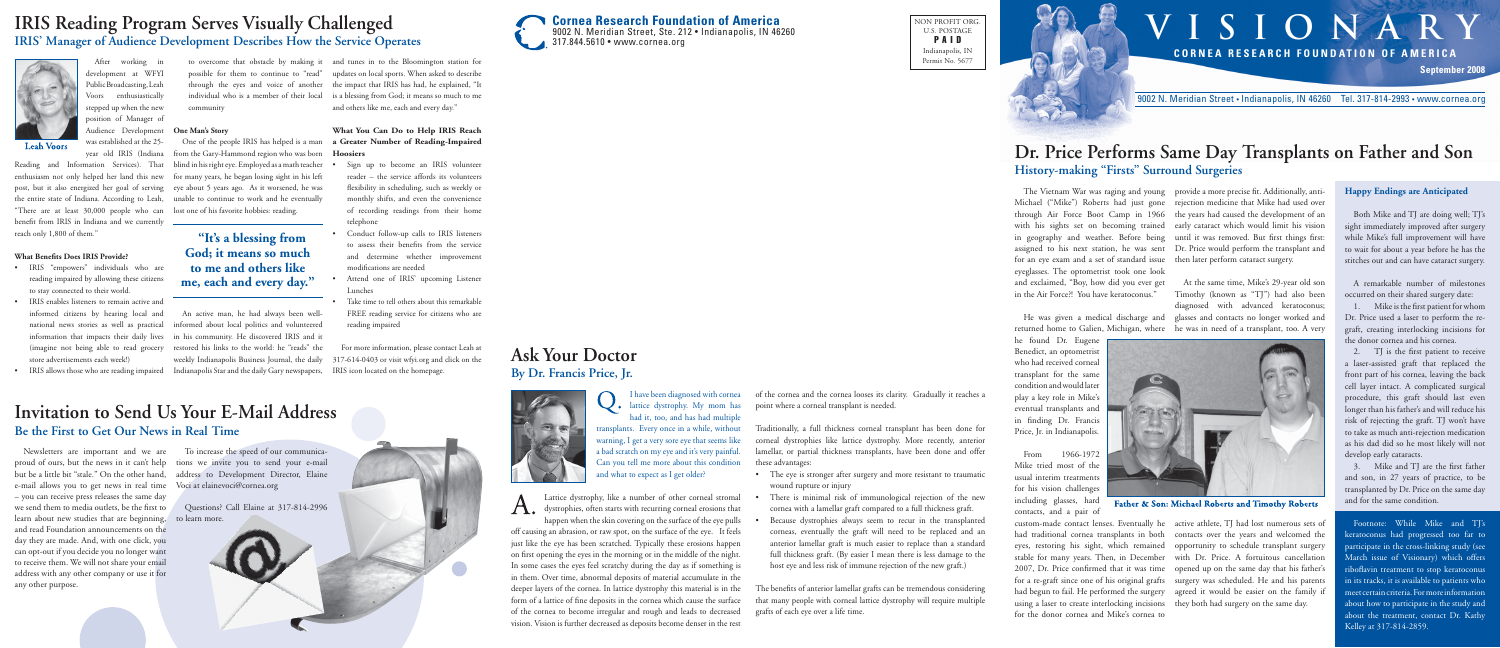# IRIS Reading Program Serves Visually Challenged

## IRIS' Manager of Audience Development Describes How the Service Operates

**Leah Voors**

After working in development at WFYI Public Broadcasting, Leah Voors enthusiastically stepped up when the new position of Manager of Audience Development was established at the 25-year old IRIS (Indiana Reading and Information Services). That enthusiasm not only helped her land this new post, but it also energized her goal of serving the entire state of Indiana. According to Leah, "There are at least 30,000 people who can benefit from IRIS in Indiana and we currently reach only 1,800 of them."

### What Benefits Does IRIS Provide?

- IRIS "empowers" individuals who are reading impaired by allowing these citizens to stay connected to their world.
- IRIS enables listeners to remain active and informed citizens by hearing local and national news stories as well as practical information that impacts their daily lives (imagine not being able to read grocery store advertisements each week!)
- IRIS allows those who are reading impaired to overcome that obstacle by making it possible for them to continue to "read" through the eyes and voice of another individual who is a member of their local community

### One Man's Story

One of the people IRIS has helped is a man from the Gary-Hammond region who was born blind in his right eye. Employed as a math teacher for many years, he began losing sight in his left eye about 5 years ago. As it worsened, he was unable to continue to work and he eventually lost one of his favorite hobbies: reading.

> **"It's a blessing from God; it means so much to me and others like me, each and every day."**

An active man, he had always been well-informed about local politics and volunteered in his community. He discovered IRIS and it restored his links to the world: he "reads" the weekly Indianapolis Business Journal, the daily Indianapolis Star and the daily Gary newspapers, and tunes in to the Bloomington station for updates on local sports. When asked to describe the impact that IRIS has had, he explained, "It is a blessing from God; it means so much to me and others like me, each and every day."

### What You Can Do to Help IRIS Reach a Greater Number of Reading-Impaired Hoosiers

- Sign up to become an IRIS volunteer reader – the service affords its volunteers flexibility in scheduling, such as weekly or monthly shifts, and even the convenience of recording readings from their home telephone
- Conduct follow-up calls to IRIS listeners to assess their benefits from the service and determine whether improvement modifications are needed
- Attend one of IRIS' upcoming Listener Lunches
- Take time to tell others about this remarkable FREE reading service for citizens who are reading impaired

For more information, please contact Leah at 317-614-0403 or visit wfys.org and click on the IRIS icon located on the homepage.

# Invitation to Send Us Your E-Mail Address

## Be the First to Get Our News in Real Time

Newsletters are important and we are proud of ours, but the news in it can't help but be a little bit "stale." On the other hand, e-mail allows you to get news in real time – you can receive press releases the same day we send them to media outlets, be the first to learn about new studies that are beginning, and read Foundation announcements on the day they are made. And, with one click, you can opt-out if you decide you no longer want to receive them. We will not share your email address with any other company or use it for any other purpose.

To increase the speed of our communications we invite you to send your e-mail address to Development Director, Elaine Voci at elainevoci@cornea.org

Questions? Call Elaine at 317-814-2996 to learn more.

**Cornea Research Foundation of America**
9002 N. Meridian Street, Ste. 212 • Indianapolis, IN 46260
317.844.5610 • www.cornea.org

NON PROFIT ORG.
U.S. POSTAGE
**PAID**
Indianapolis, IN
Permit No. 5677

# Ask Your Doctor

## By Dr. Francis Price, Jr.

**Q.** I have been diagnosed with cornea lattice dystrophy. My mom has had it, too, and has had multiple transplants. Every once in a while, without warning, I get a very sore eye that seems like a bad scratch on my eye and it's very painful. Can you tell me more about this condition and what to expect as I get older?

**A.** Lattice dystrophy, like a number of other corneal stromal dystrophies, often starts with recurring corneal erosions that happen when the skin covering on the surface of the eye pulls off causing an abrasion, or raw spot, on the surface of the eye. It feels just like the eye has been scratched. Typically these erosions happen on first opening the eyes in the morning or in the middle of the night. In some cases the eyes feel scratchy during the day as if something is in them. Over time, abnormal deposits of material accumulate in the deeper layers of the cornea. In lattice dystrophy this material is in the form of a lattice of fine deposits in the cornea which cause the surface of the cornea to become irregular and rough and leads to decreased vision. Vision is further decreased as deposits become denser in the rest of the cornea and the cornea looses its clarity. Gradually it reaches a point where a corneal transplant is needed.

Traditionally, a full thickness corneal transplant has been done for corneal dystrophies like lattice dystrophy. More recently, anterior lamellar, or partial thickness transplants, have been done and offer these advantages:

- The eye is stronger after surgery and more resistant to traumatic wound rupture or injury
- There is minimal risk of immunological rejection of the new cornea with a lamellar graft compared to a full thickness graft.
- Because dystrophies always seem to recur in the transplanted corneas, eventually the graft will need to be replaced and an anterior lamellar graft is much easier to replace than a standard full thickness graft. (By easier I mean there is less damage to the host eye and less risk of immune rejection of the new graft.)

The benefits of anterior lamellar grafts can be tremendous considering that many people with corneal lattice dystrophy will require multiple grafts of each eye over a life time.

# VISIONARY

**CORNEA RESEARCH FOUNDATION OF AMERICA**

**September 2008**

9002 N. Meridian Street • Indianapolis, IN 46260 Tel. 317-814-2993 • www.cornea.org

# Dr. Price Performs Same Day Transplants on Father and Son

## History-making "Firsts" Surround Surgeries

The Vietnam War was raging and young Michael ("Mike") Roberts had just gone through Air Force Boot Camp in 1966 with his sights set on becoming trained in geography and weather. Before being assigned to his next station, he was sent for an eye exam and a set of standard issue eyeglasses. The optometrist took one look and exclaimed, "Boy, how did you ever get in the Air Force?! You have keratoconus."

He was given a medical discharge and returned home to Galien, Michigan, where he found Dr. Eugene Benedict, an optometrist who had received corneal transplant for the same condition and would later play a key role in Mike's eventual transplants and in finding Dr. Francis Price, Jr. in Indianapolis.

From 1966-1972 Mike tried most of the usual interim treatments for his vision problems including glasses, hard contacts, and a pair of custom-made contact lenses. Eventually he had traditional cornea transplants in both eyes, restoring his sight, which remained stable for many years. Then, in December 2007, Dr. Price confirmed that it was time for a re-graft since one of his original grafts had begun to fail. He performed the surgery using a laser to create interlocking incisions for the donor cornea and Mike's cornea to provide a more precise fit. Additionally, anti-rejection medicine that Mike had used over the years had caused the development of an early cataract which would limit his vision until it was removed. But first things first: Dr. Price would perform the transplant and then later perform cataract surgery.

At the same time, Mike's 29-year old son Timothy (known as "TJ") had also been diagnosed with advanced keratoconus; glasses and contacts no longer worked and he was in need of a transplant, too. A very active athlete, TJ had lost numerous sets of contacts over the years and welcomed the opportunity to schedule transplant surgery with Dr. Price. A fortuitous cancellation opened up on the same day that his father's surgery was scheduled. He and his parents agreed it would be easier on the family if they both had surgery on the same day.

**Father & Son: Michael Roberts and Timothy Roberts**

### Happy Endings are Anticipated

Both Mike and TJ are doing well; TJ's sight immediately improved after surgery while Mike's full improvement will have to wait for about a year before he has the stitches out and can have cataract surgery.

A remarkable number of milestones occurred on their shared surgery date:

1. Mike is the first patient for whom Dr. Price used a laser to perform the re-graft, creating interlocking incisions for the donor cornea and his cornea.

2. TJ is the first patient to receive a laser-assisted graft that replaced the front part of his cornea, leaving the back cell layer intact. A complicated surgical procedure, this graft should last even longer than his father's and will reduce his risk of rejecting the graft. TJ won't have to take as much anti-rejection medication as his dad did so he most likely will not develop early cataracts.

3. Mike and TJ are the first father and son, in 27 years of practice, to be transplanted by Dr. Price on the same day and for the same condition.

Footnote: While Mike and TJ's keratoconus had progressed too far to participate in the cross-linking study (see March issue of Visionary) which offers riboflavin treatment to stop keratoconus in its tracks, it is available to patients who meet certain criteria. For more information about how to participate in the study and about the treatment, contact Dr. Kathy Kelley at 317-814-2859.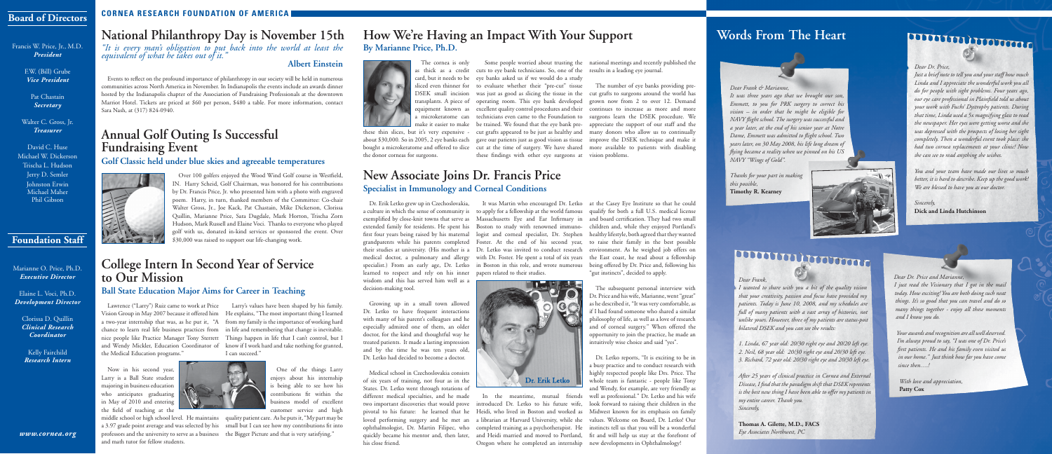## Board of Directors

Francis W. Price, Jr., M.D.
*President*

F.W. (Bill) Grube
*Vice President*

Pat Chastain
*Secretary*

Walter C. Gross, Jr.
*Treasurer*

David C. Huse
Michael W. Dickerson
Trischa L. Hudson
Jerry D. Semler
Johnston Erwin
Michael Maher
Phil Gibson

## Foundation Staff

Marianne O. Price, Ph.D.
*Executive Director*

Elaine L. Voci, Ph.D.
*Development Director*

Clorissa D. Quillin
*Clinical Research Coordinator*

Kelly Fairchild
*Research Intern*

*www.cornea.org*

# National Philanthropy Day is November 15th

*"It is every man's obligation to put back into the world at least the equivalent of what he takes out of it."*

**Albert Einstein**

Events to reflect on the profound importance of philanthropy in our society will be held in numerous communities across North America in November. In Indianapolis the events include an awards dinner hosted by the Indianapolis chapter of the Association of Fundraising Professionals at the downtown Marriot Hotel. Tickets are priced at $60 per person, $480 a table. For more information, contact Sara Nash, at (317) 824-0940.

# Annual Golf Outing Is Successful Fundraising Event

### Golf Classic held under blue skies and agreeable temperatures

Over 100 golfers enjoyed the Wood Wind Golf course in Westfield, IN. Harry Scheid, Golf Chairman, was honored for his contributions by Dr. Francis Price, Jr. who presented him with a photo with engraved poem. Harry, in turn, thanked members of the Committee: Co-chair Walter Gross, Jr., Joe Kack, Pat Chastain, Mike Dickerson, Clorissa Quillin, Marianne Price, Sara Dugdale, Mark Horton, Trischa Zorn Hudson, Mark Russell and Elaine Voci. Thanks to everyone who played golf with us, donated in-kind services or sponsored the event. Over $30,000 was raised to support our life-changing work.

# College Intern In Second Year of Service to Our Mission

### Ball State Education Major Aims for Career in Teaching

Lawrence ("Larry") Ruiz came to work at Price Vision Group in May 2007 because it offered him a two-year internship that was, as he put it, "A chance to learn real life business practices from nice people like Practice Manager Tony Sterrett and Wendy Mickler, Education Coordinator of the Medical Education programs."

Now in his second year, Larry is a Ball State student majoring in business education who anticipates graduating in May of 2010 and entering the field of teaching at the middle school or high school level. He maintains a 3.97 grade point average and was selected by his professors and the university to serve as a business and math tutor for fellow students.

Larry's values have been shaped by his family. He explains, "The most important thing I learned from my family is the importance of working hard in life and remembering that change is inevitable. Things happen in life that I can't control, but I know if I work hard and take nothing for granted, I can succeed."

One of the things Larry enjoys about his internship is being able to see how his contributions fit within the business model of excellent customer service and high quality patient care. As he puts it, "My part may be small but I can see how my contributions fit into the Bigger Picture and that is very satisfying."

# How We're Having an Impact With Your Support

### By Marianne Price, Ph.D.

The cornea is only as thick as a credit card, but it needs to be sliced even thinner for DSEK small incision transplants. A piece of equipment known as a microkeratome can make it easier to make these thin slices, but it's very expensive - about $30,000. So in 2005, 2 eye banks each bought a microkeratome and offered to slice the donor corneas for surgeons.

Some people worried about trusting the cuts to eye bank technicians. So, one of the eye banks asked us if we would do a study to evaluate whether their "pre-cut" tissue was just as good as slicing the tissue in the operating room. This eye bank developed excellent quality control procedures and their technicians even came to the Foundation to be trained. We found that the eye bank pre-cut grafts appeared to be just as healthy and gave our patients just as good vision as tissue cut at the time of surgery. We have shared these findings with other eye surgeons at national meetings and recently published the results in a leading eye journal.

The number of eye banks providing pre-cut grafts to surgeons around the world has grown now from 2 to over 12. Demand continues to increase as more and more surgeons learn the DSEK procedure. We appreciate the support of our staff and the many donors who allow us to continually improve the DSEK technique and make it more available to patients with disabling vision problems.

# New Associate Joins Dr. Francis Price

### Specialist in Immunology and Corneal Conditions

Dr. Erik Letko grew up in Czechoslovakia, a culture in which the sense of community is exemplified by close-knit towns that serve as extended family for residents. He spent his first four years being raised by his maternal grandparents while his parents completed their studies at university. (His mother is a medical doctor, a pulmonary and allergy specialist.) From an early age, Dr. Letko learned to respect and rely on his inner wisdom and this has served him well as a decision-making tool.

Growing up in a small town allowed Dr. Letko to have frequent interactions with many of his parent's colleagues and he especially admired one of them, an older doctor, for the kind and thoughtful way he treated patients. It made a lasting impression and by the time he was ten years old, Dr. Letko had decided to become a doctor.

Medical school in Czechoslovakia consists of six years of training, not four as in the States. Dr. Letko went through rotations of different medical specialties, and he made two important discoveries that would prove pivotal to his future: he learned that he loved performing surgery and he met an ophthalmologist, Dr. Martin Filipec, who quickly became his mentor and, then later, his close friend.

It was Martin who encouraged Dr. Letko to apply for a fellowship at the world famous Massachusetts Eye and Ear Infirmary in Boston to study with renowned immunologist and corneal specialist, Dr. Stephen Foster. At the end of his second year, Dr. Letko was invited to conduct research with Dr. Foster. He spent a total of six years in Boston in this role, and wrote numerous papers related to their studies.

In the meantime, mutual friends introduced Dr. Letko to his future wife, Heidi, who lived in Boston and worked as a librarian at Harvard University, while she completed training as a psychotherapist. He and Heidi married and moved to Portland, Oregon where he completed an internship at the Casey Eye Institute so that he could qualify for both a full U.S. medical license and board certification. They had two small children and, while they enjoyed Portland's healthy lifestyle, both agreed that they wanted to raise their family in the best possible environment. As he weighed job offers on the East coast, he read about a fellowship being offered by Dr. Price and, following his "gut instincts", decided to apply.

Dr. Erik Letko

The subsequent personal interview with Dr. Price and his wife, Marianne, went "great" as he described it, "It was very comfortable, as if I had found someone who shared a similar philosophy of life, as well as a love of research and of corneal surgery." When offered the opportunity to join the practice, he made an intuitively wise choice and said "yes".

Dr. Letko reports, "It is exciting to be in a busy practice and to conduct research with highly respected people like Drs. Price. The whole team is fantastic - people like Tony and Wendy, for example, are very friendly as well as professional." Dr. Letko and his wife look forward to raising their children in the Midwest known for its emphasis on family values. Welcome on Board, Dr. Letko! Our instincts tell us that you will be a wonderful fit and will help us stay at the forefront of new developments in Ophthalmology!

# Words From The Heart

*Dear Frank & Marianne,*

*It was three years ago that we brought our son, Emmett, to you for PRK surgery to correct his vision – in order that he might be eligible for NAVY flight school. The surgery was successful and a year later, at the end of his senior year at Notre Dame, Emmett was admitted to flight school. Two years later, on 30 May 2008, his life long dream of flying became a reality when we pinned on his US NAVY "Wings of Gold".*

*Thanks for your part in making this possible,*
**Timothy R. Kearney**

*Dear Dr. Price,*

*Just a brief note to tell you and your staff how much Linda and I appreciate the wonderful work you all do for people with sight problems. Four years ago, our eye care professional in Plainfield told us about your work with Fuchs' Dystrophy patients. During that time, Linda used a 5x magnifying glass to read the newspaper. Her eyes were getting worse and she was depressed with the prospects of losing her sight completely. Then a wonderful event took place: she had two cornea replacements at your clinic! Now she can see to read anything she wishes.*

*You and your team have made our lives so much better, it is hard to describe. Keep up the good work! We are blessed to have you as our doctor.*

*Sincerely,*
**Dick and Linda Hutchinson**

*Dear Frank,*

*I wanted to share with you a bit of the quality vision that your creativity, passion and focus have provided my patients. Today is June 10, 2008, and my schedules are full of many patients with a vast array of histories, not unlike yours. However, three of my patients are status-post bilateral DSEK and you can see the results:*

*1. Linda, 67 year old: 20/30 right eye and 20/20 left eye.*
*2. Neil, 68 year old: 20/30 right eye and 20/30 left eye.*
*3. Richard, 72 year old: 20/30 right eye and 20/30 left eye.*

*After 25 years of clinical practice in Cornea and External Disease, I find that the paradigm shift that DSEK represents is the best new thing I have been able to offer my patients in my entire career. Thank you.*
*Sincerely,*

**Thomas A. Gilette, M.D., FACS**
*Eye Associates Northwest, PC*

*Dear Dr. Price and Marianne,*

*I just read the Visionary that I got in the mail today. How exciting! You are both doing such neat things. It's so good that you can travel and do so many things together - enjoy all these moments and I know you do.*

*Your awards and recognition are all well deserved. I'm always proud to say, "I was one of Dr. Price's first patients. He and his family even visited us in our home." Just think how far you have come since then….!*

*With love and appreciation,*
**Patty Cox**